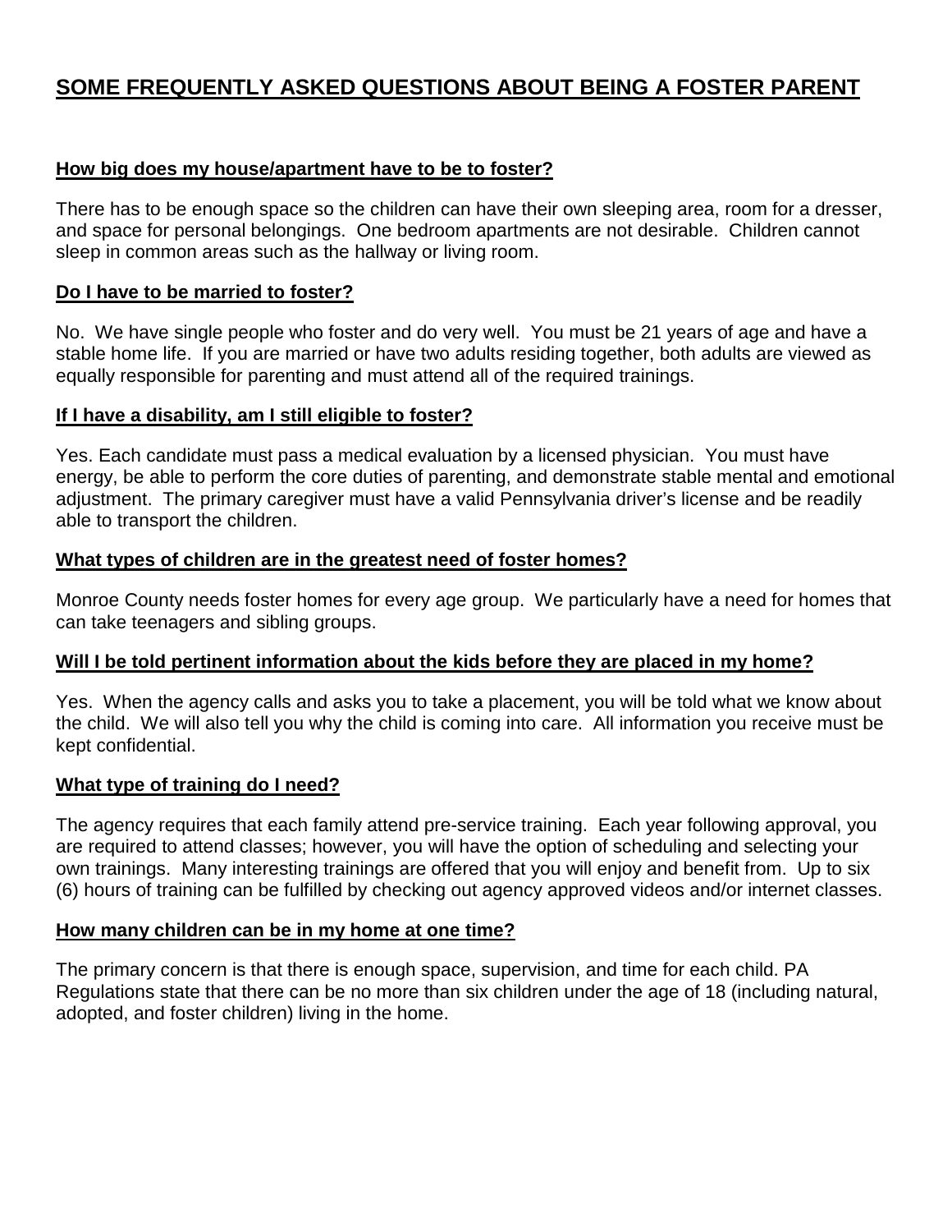# SOME FREQUENTLY ASKED QUESTIONS ABOUT BEING A FOSTER PARENT

## How big does my house/apartment have to be to foster?

There has to be enough space so the children can have their own sleeping area, room for a dresser, and space for personal belongings. One bedroom apartments are not desirable. Children cannot sleep in common areas such as the hallway or living room.

## Do I have to be married to foster?

No. We have single people who foster and do very well. You must be 21 years of age and have a stable home life. If you are married or have two adults residing together, both adults are viewed as equally responsible for parenting and must attend all of the required trainings.

## If I have a disability, am I still eligible to foster?

Yes. Each candidate must pass a medical evaluation by a licensed physician. You must have energy, be able to perform the core duties of parenting, and demonstrate stable mental and emotional adjustment. The primary caregiver must have a valid Pennsylvania driver's license and be readily able to transport the children.

## What types of children are in the greatest need of foster homes?

Monroe County needs foster homes for every age group. We particularly have a need for homes that can take teenagers and sibling groups.

## Will I be told pertinent information about the kids before they are placed in my home?

Yes. When the agency calls and asks you to take a placement, you will be told what we know about the child. We will also tell you why the child is coming into care. All information you receive must be kept confidential.

## What type of training do I need?

The agency requires that each family attend pre-service training. Each year following approval, you are required to attend classes; however, you will have the option of scheduling and selecting your own trainings. Many interesting trainings are offered that you will enjoy and benefit from. Up to six (6) hours of training can be fulfilled by checking out agency approved videos and/or internet classes.

## How many children can be in my home at one time?

The primary concern is that there is enough space, supervision, and time for each child. PA Regulations state that there can be no more than six children under the age of 18 (including natural, adopted, and foster children) living in the home.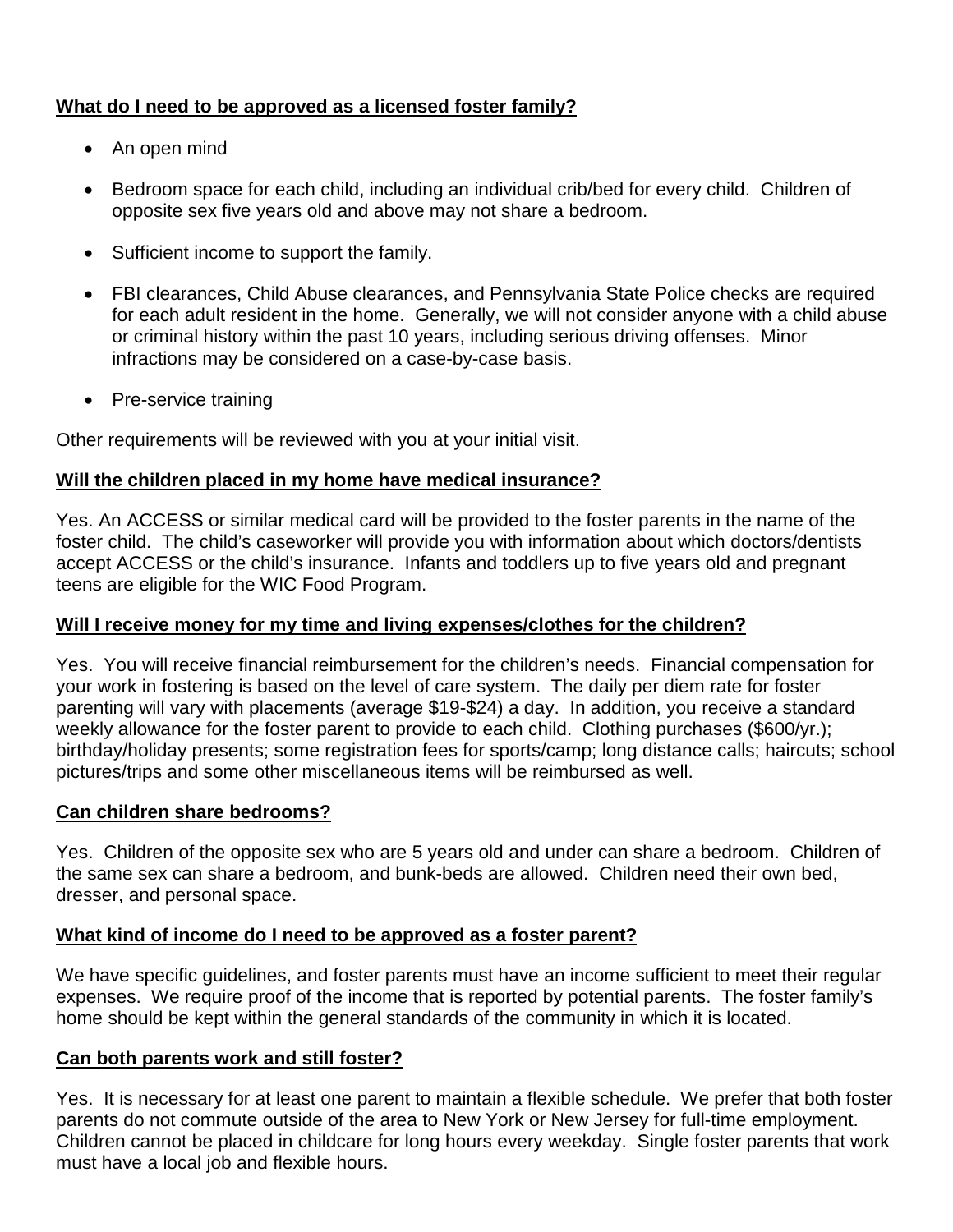**What do I need to be approved as a licensed foster family?**

- An open mind
- Bedroom space for each child, including an individual crib/bed for every child. Children of opposite sex five years old and above may not share a bedroom.
- Sufficient income to support the family.
- FBI clearances, Child Abuse clearances, and Pennsylvania State Police checks are required for each adult resident in the home. Generally, we will not consider anyone with a child abuse or criminal history within the past 10 years, including serious driving offenses. Minor infractions may be considered on a case-by-case basis.
- Pre-service training

Other requirements will be reviewed with you at your initial visit.

**Will the children placed in my home have medical insurance?**

Yes. An ACCESS or similar medical card will be provided to the foster parents in the name of the foster child. The child's caseworker will provide you with information about which doctors/dentists accept ACCESS or the child's insurance. Infants and toddlers up to five years old and pregnant teens are eligible for the WIC Food Program.

**Will I receive money for my time and living expenses/clothes for the children?**

Yes. You will receive financial reimbursement for the children's needs. Financial compensation for your work in fostering is based on the level of care system. The daily per diem rate for foster parenting will vary with placements (average $19-$24) a day. In addition, you receive a standard weekly allowance for the foster parent to provide to each child. Clothing purchases ($600/yr.); birthday/holiday presents; some registration fees for sports/camp; long distance calls; haircuts; school pictures/trips and some other miscellaneous items will be reimbursed as well.

**Can children share bedrooms?**

Yes. Children of the opposite sex who are 5 years old and under can share a bedroom. Children of the same sex can share a bedroom, and bunk-beds are allowed. Children need their own bed, dresser, and personal space.

**What kind of income do I need to be approved as a foster parent?**

We have specific guidelines, and foster parents must have an income sufficient to meet their regular expenses. We require proof of the income that is reported by potential parents. The foster family's home should be kept within the general standards of the community in which it is located.

**Can both parents work and still foster?**

Yes. It is necessary for at least one parent to maintain a flexible schedule. We prefer that both foster parents do not commute outside of the area to New York or New Jersey for full-time employment. Children cannot be placed in childcare for long hours every weekday. Single foster parents that work must have a local job and flexible hours.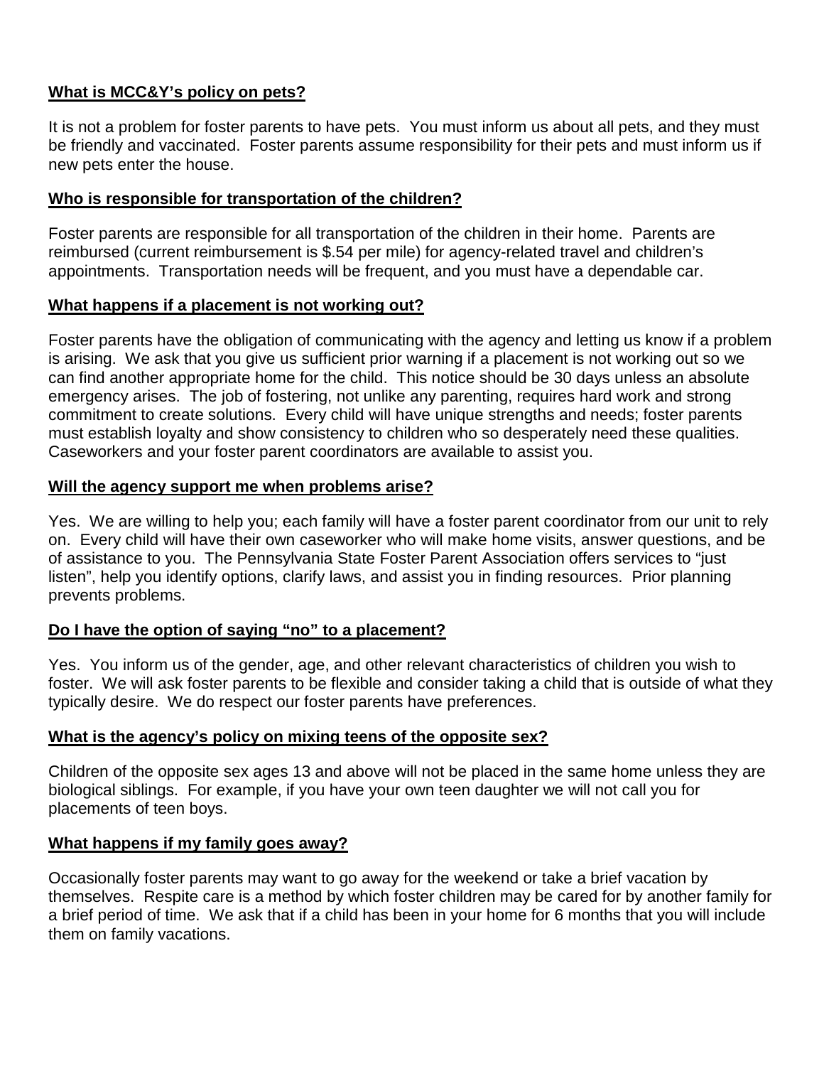**What is MCC&Y's policy on pets?**

It is not a problem for foster parents to have pets. You must inform us about all pets, and they must be friendly and vaccinated. Foster parents assume responsibility for their pets and must inform us if new pets enter the house.

**Who is responsible for transportation of the children?**

Foster parents are responsible for all transportation of the children in their home. Parents are reimbursed (current reimbursement is $.54 per mile) for agency-related travel and children's appointments. Transportation needs will be frequent, and you must have a dependable car.

**What happens if a placement is not working out?**

Foster parents have the obligation of communicating with the agency and letting us know if a problem is arising. We ask that you give us sufficient prior warning if a placement is not working out so we can find another appropriate home for the child. This notice should be 30 days unless an absolute emergency arises. The job of fostering, not unlike any parenting, requires hard work and strong commitment to create solutions. Every child will have unique strengths and needs; foster parents must establish loyalty and show consistency to children who so desperately need these qualities. Caseworkers and your foster parent coordinators are available to assist you.

**Will the agency support me when problems arise?**

Yes. We are willing to help you; each family will have a foster parent coordinator from our unit to rely on. Every child will have their own caseworker who will make home visits, answer questions, and be of assistance to you. The Pennsylvania State Foster Parent Association offers services to "just listen", help you identify options, clarify laws, and assist you in finding resources. Prior planning prevents problems.

**Do I have the option of saying "no" to a placement?**

Yes. You inform us of the gender, age, and other relevant characteristics of children you wish to foster. We will ask foster parents to be flexible and consider taking a child that is outside of what they typically desire. We do respect our foster parents have preferences.

**What is the agency's policy on mixing teens of the opposite sex?**

Children of the opposite sex ages 13 and above will not be placed in the same home unless they are biological siblings. For example, if you have your own teen daughter we will not call you for placements of teen boys.

**What happens if my family goes away?**

Occasionally foster parents may want to go away for the weekend or take a brief vacation by themselves. Respite care is a method by which foster children may be cared for by another family for a brief period of time. We ask that if a child has been in your home for 6 months that you will include them on family vacations.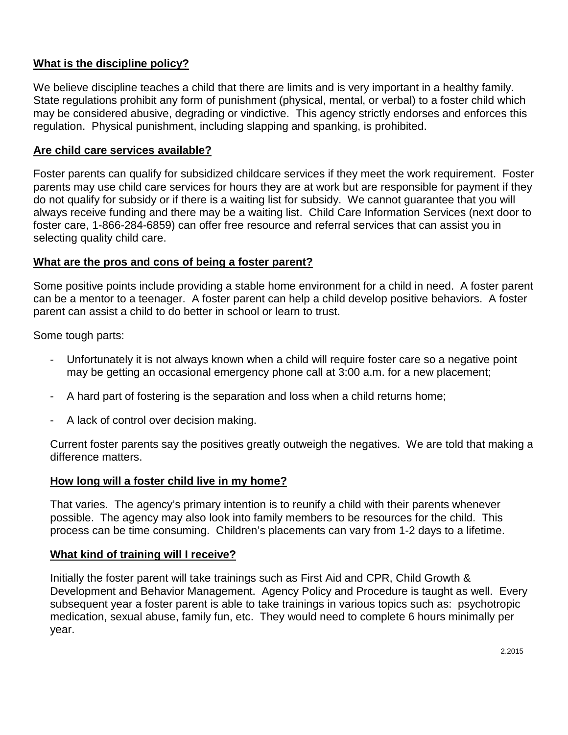**What is the discipline policy?**

We believe discipline teaches a child that there are limits and is very important in a healthy family. State regulations prohibit any form of punishment (physical, mental, or verbal) to a foster child which may be considered abusive, degrading or vindictive. This agency strictly endorses and enforces this regulation. Physical punishment, including slapping and spanking, is prohibited.

**Are child care services available?**

Foster parents can qualify for subsidized childcare services if they meet the work requirement. Foster parents may use child care services for hours they are at work but are responsible for payment if they do not qualify for subsidy or if there is a waiting list for subsidy. We cannot guarantee that you will always receive funding and there may be a waiting list. Child Care Information Services (next door to foster care, 1-866-284-6859) can offer free resource and referral services that can assist you in selecting quality child care.

**What are the pros and cons of being a foster parent?**

Some positive points include providing a stable home environment for a child in need. A foster parent can be a mentor to a teenager. A foster parent can help a child develop positive behaviors. A foster parent can assist a child to do better in school or learn to trust.

Some tough parts:

- Unfortunately it is not always known when a child will require foster care so a negative point may be getting an occasional emergency phone call at 3:00 a.m. for a new placement;
- A hard part of fostering is the separation and loss when a child returns home;
- A lack of control over decision making.

Current foster parents say the positives greatly outweigh the negatives. We are told that making a difference matters.

**How long will a foster child live in my home?**

That varies. The agency's primary intention is to reunify a child with their parents whenever possible. The agency may also look into family members to be resources for the child. This process can be time consuming. Children's placements can vary from 1-2 days to a lifetime.

**What kind of training will I receive?**

Initially the foster parent will take trainings such as First Aid and CPR, Child Growth & Development and Behavior Management. Agency Policy and Procedure is taught as well. Every subsequent year a foster parent is able to take trainings in various topics such as: psychotropic medication, sexual abuse, family fun, etc. They would need to complete 6 hours minimally per year.

2.2015